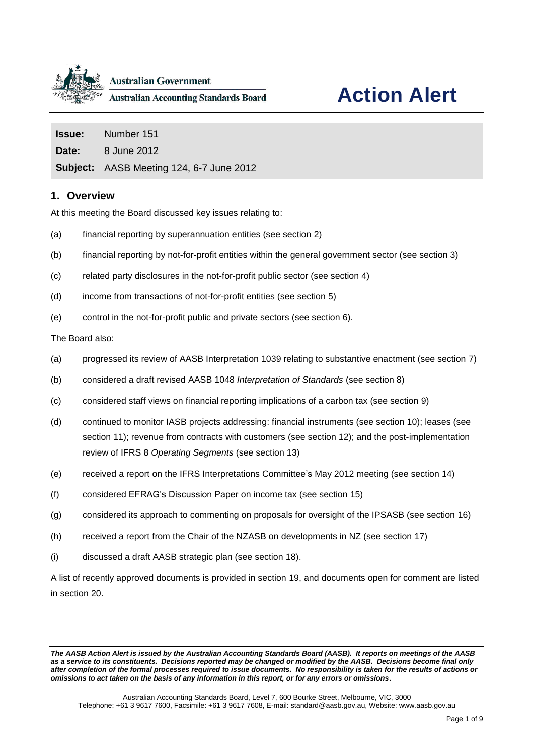Australian Government

Australian Accounting Standards Board

# Action Alert

| | |
|---|---|
| **Issue:** | Number 151 |
| **Date:** | 8 June 2012 |
| **Subject:** | AASB Meeting 124, 6-7 June 2012 |

## 1. Overview

At this meeting the Board discussed key issues relating to:

(a) financial reporting by superannuation entities (see section 2)

(b) financial reporting by not-for-profit entities within the general government sector (see section 3)

(c) related party disclosures in the not-for-profit public sector (see section 4)

(d) income from transactions of not-for-profit entities (see section 5)

(e) control in the not-for-profit public and private sectors (see section 6).

The Board also:

(a) progressed its review of AASB Interpretation 1039 relating to substantive enactment (see section 7)

(b) considered a draft revised AASB 1048 *Interpretation of Standards* (see section 8)

(c) considered staff views on financial reporting implications of a carbon tax (see section 9)

(d) continued to monitor IASB projects addressing: financial instruments (see section 10); leases (see section 11); revenue from contracts with customers (see section 12); and the post-implementation review of IFRS 8 *Operating Segments* (see section 13)

(e) received a report on the IFRS Interpretations Committee's May 2012 meeting (see section 14)

(f) considered EFRAG's Discussion Paper on income tax (see section 15)

(g) considered its approach to commenting on proposals for oversight of the IPSASB (see section 16)

(h) received a report from the Chair of the NZASB on developments in NZ (see section 17)

(i) discussed a draft AASB strategic plan (see section 18).

A list of recently approved documents is provided in section 19, and documents open for comment are listed in section 20.

***The AASB Action Alert is issued by the Australian Accounting Standards Board (AASB). It reports on meetings of the AASB as a service to its constituents. Decisions reported may be changed or modified by the AASB. Decisions become final only after completion of the formal processes required to issue documents. No responsibility is taken for the results of actions or omissions to act taken on the basis of any information in this report, or for any errors or omissions.***

Australian Accounting Standards Board, Level 7, 600 Bourke Street, Melbourne, VIC, 3000
Telephone: +61 3 9617 7600, Facsimile: +61 3 9617 7608, E-mail: standard@aasb.gov.au, Website: www.aasb.gov.au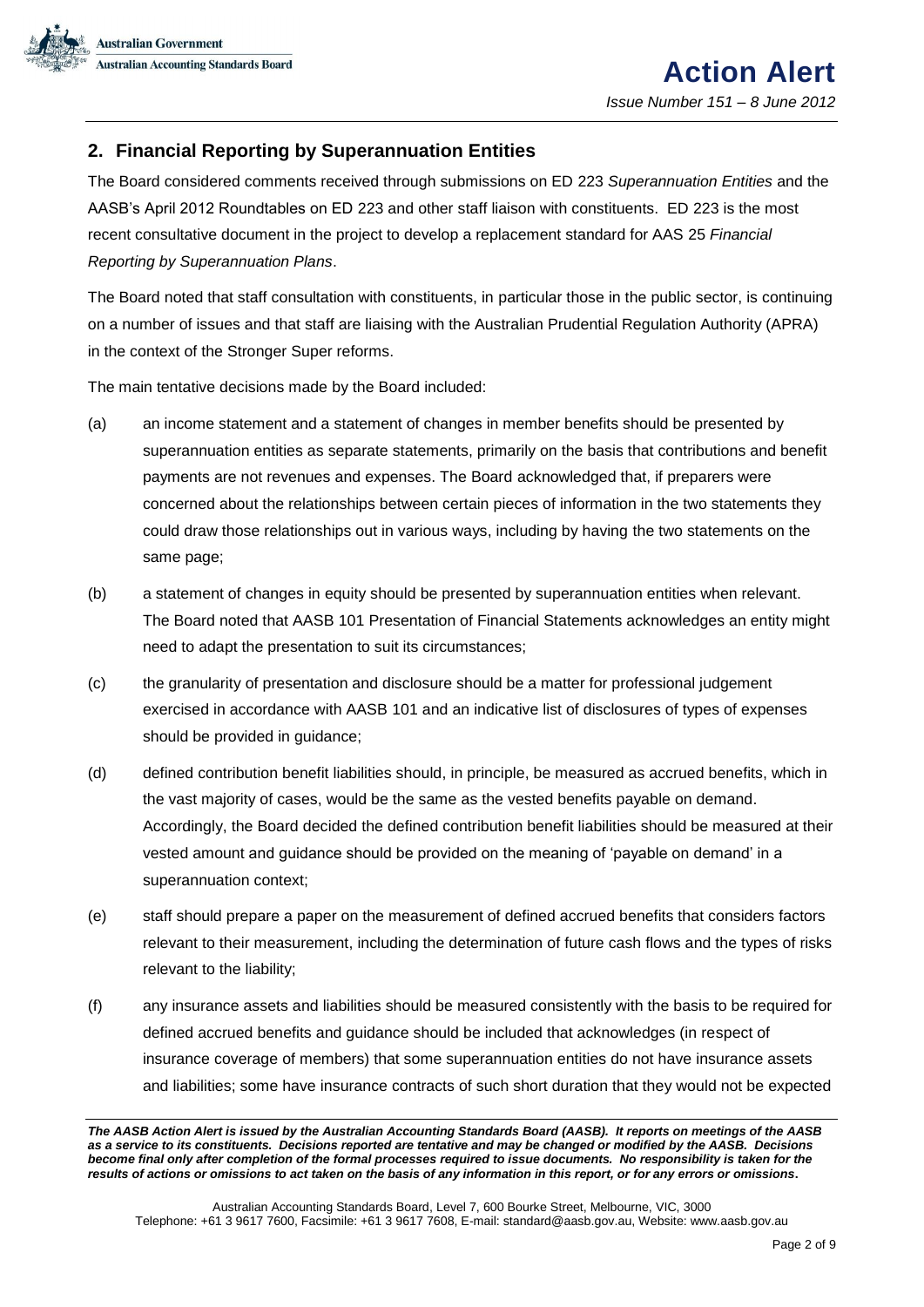## 2. Financial Reporting by Superannuation Entities

The Board considered comments received through submissions on ED 223 *Superannuation Entities* and the AASB's April 2012 Roundtables on ED 223 and other staff liaison with constituents. ED 223 is the most recent consultative document in the project to develop a replacement standard for AAS 25 *Financial Reporting by Superannuation Plans*.

The Board noted that staff consultation with constituents, in particular those in the public sector, is continuing on a number of issues and that staff are liaising with the Australian Prudential Regulation Authority (APRA) in the context of the Stronger Super reforms.

The main tentative decisions made by the Board included:

(a) an income statement and a statement of changes in member benefits should be presented by superannuation entities as separate statements, primarily on the basis that contributions and benefit payments are not revenues and expenses. The Board acknowledged that, if preparers were concerned about the relationships between certain pieces of information in the two statements they could draw those relationships out in various ways, including by having the two statements on the same page;

(b) a statement of changes in equity should be presented by superannuation entities when relevant. The Board noted that AASB 101 Presentation of Financial Statements acknowledges an entity might need to adapt the presentation to suit its circumstances;

(c) the granularity of presentation and disclosure should be a matter for professional judgement exercised in accordance with AASB 101 and an indicative list of disclosures of types of expenses should be provided in guidance;

(d) defined contribution benefit liabilities should, in principle, be measured as accrued benefits, which in the vast majority of cases, would be the same as the vested benefits payable on demand. Accordingly, the Board decided the defined contribution benefit liabilities should be measured at their vested amount and guidance should be provided on the meaning of 'payable on demand' in a superannuation context;

(e) staff should prepare a paper on the measurement of defined accrued benefits that considers factors relevant to their measurement, including the determination of future cash flows and the types of risks relevant to the liability;

(f) any insurance assets and liabilities should be measured consistently with the basis to be required for defined accrued benefits and guidance should be included that acknowledges (in respect of insurance coverage of members) that some superannuation entities do not have insurance assets and liabilities; some have insurance contracts of such short duration that they would not be expected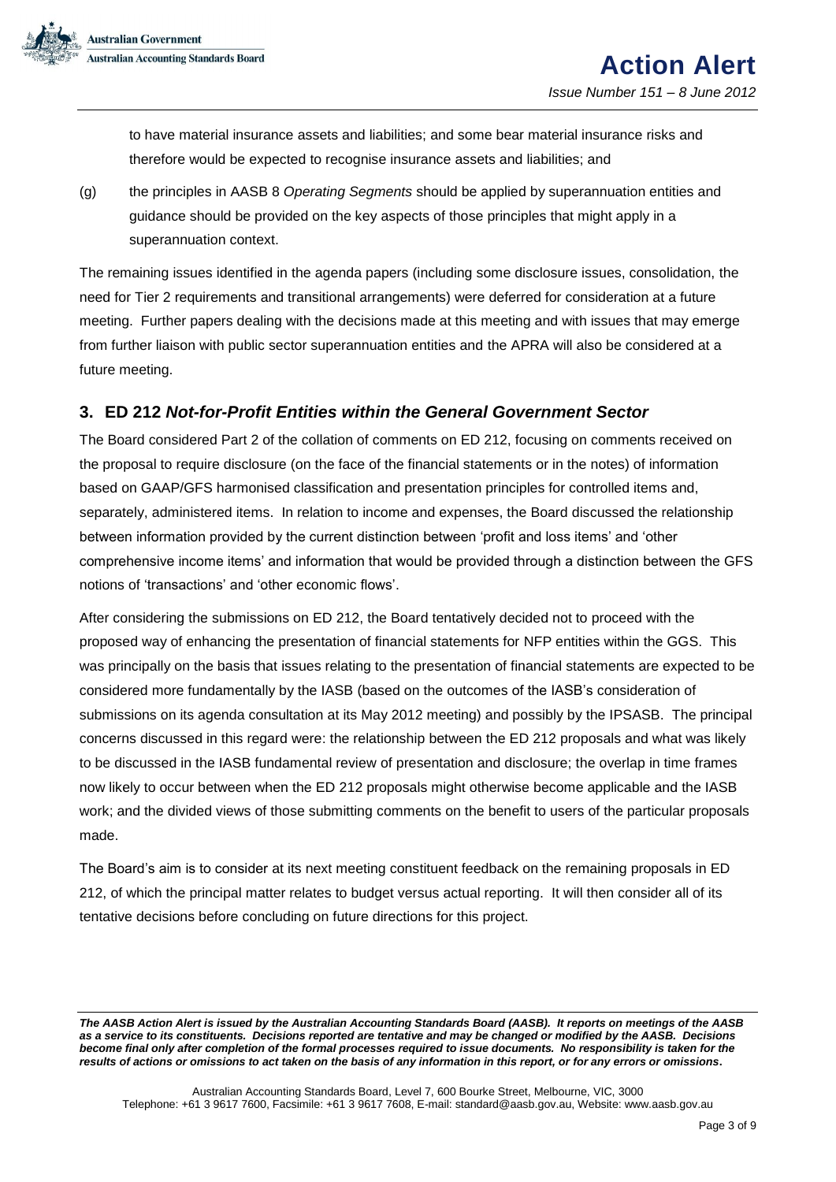to have material insurance assets and liabilities; and some bear material insurance risks and therefore would be expected to recognise insurance assets and liabilities; and

(g) the principles in AASB 8 *Operating Segments* should be applied by superannuation entities and guidance should be provided on the key aspects of those principles that might apply in a superannuation context.

The remaining issues identified in the agenda papers (including some disclosure issues, consolidation, the need for Tier 2 requirements and transitional arrangements) were deferred for consideration at a future meeting. Further papers dealing with the decisions made at this meeting and with issues that may emerge from further liaison with public sector superannuation entities and the APRA will also be considered at a future meeting.

## 3. ED 212 *Not-for-Profit Entities within the General Government Sector*

The Board considered Part 2 of the collation of comments on ED 212, focusing on comments received on the proposal to require disclosure (on the face of the financial statements or in the notes) of information based on GAAP/GFS harmonised classification and presentation principles for controlled items and, separately, administered items. In relation to income and expenses, the Board discussed the relationship between information provided by the current distinction between 'profit and loss items' and 'other comprehensive income items' and information that would be provided through a distinction between the GFS notions of 'transactions' and 'other economic flows'.

After considering the submissions on ED 212, the Board tentatively decided not to proceed with the proposed way of enhancing the presentation of financial statements for NFP entities within the GGS. This was principally on the basis that issues relating to the presentation of financial statements are expected to be considered more fundamentally by the IASB (based on the outcomes of the IASB's consideration of submissions on its agenda consultation at its May 2012 meeting) and possibly by the IPSASB. The principal concerns discussed in this regard were: the relationship between the ED 212 proposals and what was likely to be discussed in the IASB fundamental review of presentation and disclosure; the overlap in time frames now likely to occur between when the ED 212 proposals might otherwise become applicable and the IASB work; and the divided views of those submitting comments on the benefit to users of the particular proposals made.

The Board's aim is to consider at its next meeting constituent feedback on the remaining proposals in ED 212, of which the principal matter relates to budget versus actual reporting. It will then consider all of its tentative decisions before concluding on future directions for this project.

***The AASB Action Alert is issued by the Australian Accounting Standards Board (AASB). It reports on meetings of the AASB as a service to its constituents. Decisions reported are tentative and may be changed or modified by the AASB. Decisions become final only after completion of the formal processes required to issue documents. No responsibility is taken for the results of actions or omissions to act taken on the basis of any information in this report, or for any errors or omissions.***

Australian Accounting Standards Board, Level 7, 600 Bourke Street, Melbourne, VIC, 3000
Telephone: +61 3 9617 7600, Facsimile: +61 3 9617 7608, E-mail: standard@aasb.gov.au, Website: www.aasb.gov.au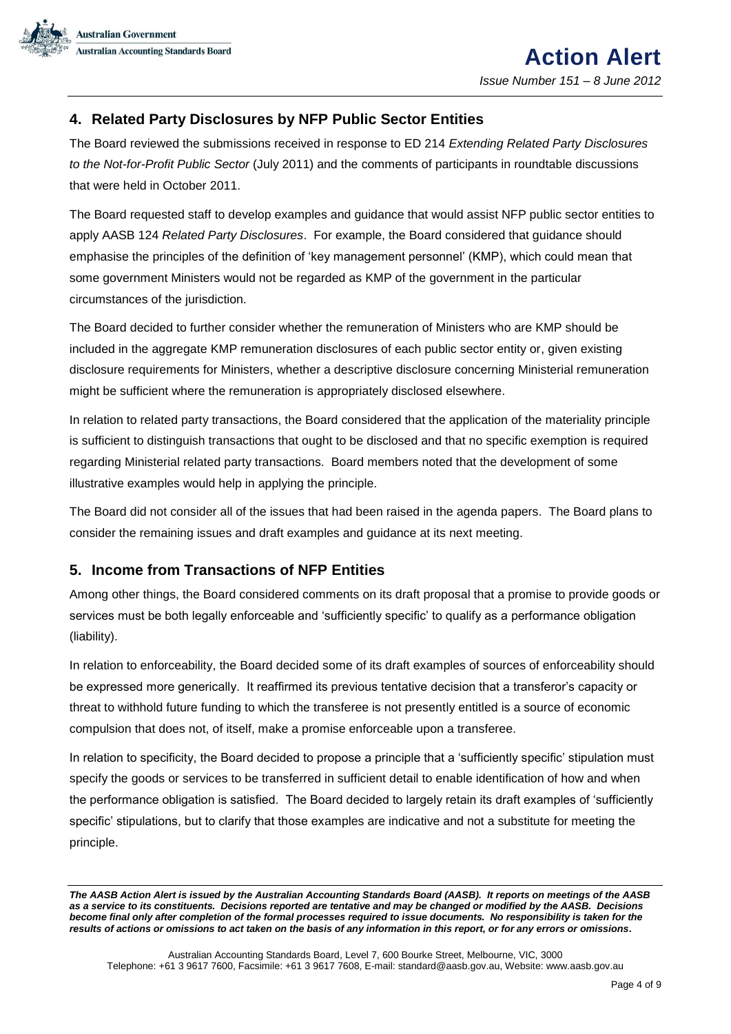## 4. Related Party Disclosures by NFP Public Sector Entities

The Board reviewed the submissions received in response to ED 214 *Extending Related Party Disclosures to the Not-for-Profit Public Sector* (July 2011) and the comments of participants in roundtable discussions that were held in October 2011.

The Board requested staff to develop examples and guidance that would assist NFP public sector entities to apply AASB 124 *Related Party Disclosures*. For example, the Board considered that guidance should emphasise the principles of the definition of 'key management personnel' (KMP), which could mean that some government Ministers would not be regarded as KMP of the government in the particular circumstances of the jurisdiction.

The Board decided to further consider whether the remuneration of Ministers who are KMP should be included in the aggregate KMP remuneration disclosures of each public sector entity or, given existing disclosure requirements for Ministers, whether a descriptive disclosure concerning Ministerial remuneration might be sufficient where the remuneration is appropriately disclosed elsewhere.

In relation to related party transactions, the Board considered that the application of the materiality principle is sufficient to distinguish transactions that ought to be disclosed and that no specific exemption is required regarding Ministerial related party transactions. Board members noted that the development of some illustrative examples would help in applying the principle.

The Board did not consider all of the issues that had been raised in the agenda papers. The Board plans to consider the remaining issues and draft examples and guidance at its next meeting.

## 5. Income from Transactions of NFP Entities

Among other things, the Board considered comments on its draft proposal that a promise to provide goods or services must be both legally enforceable and 'sufficiently specific' to qualify as a performance obligation (liability).

In relation to enforceability, the Board decided some of its draft examples of sources of enforceability should be expressed more generically. It reaffirmed its previous tentative decision that a transferor's capacity or threat to withhold future funding to which the transferee is not presently entitled is a source of economic compulsion that does not, of itself, make a promise enforceable upon a transferee.

In relation to specificity, the Board decided to propose a principle that a 'sufficiently specific' stipulation must specify the goods or services to be transferred in sufficient detail to enable identification of how and when the performance obligation is satisfied. The Board decided to largely retain its draft examples of 'sufficiently specific' stipulations, but to clarify that those examples are indicative and not a substitute for meeting the principle.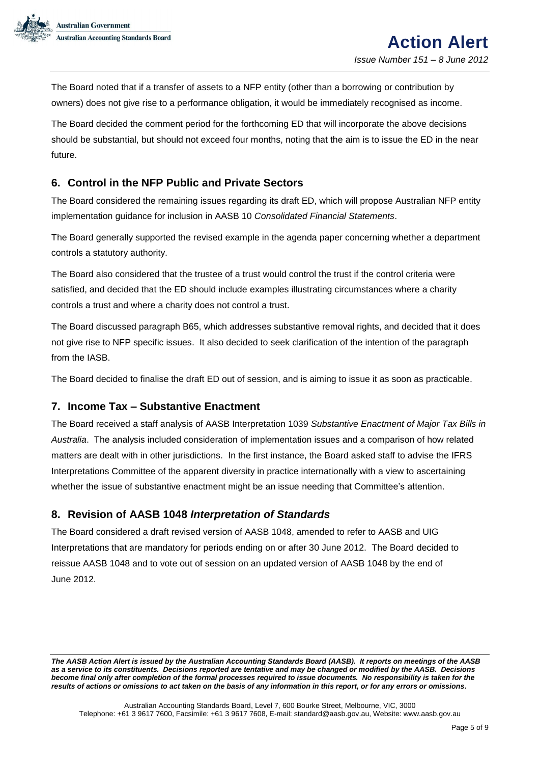The Board noted that if a transfer of assets to a NFP entity (other than a borrowing or contribution by owners) does not give rise to a performance obligation, it would be immediately recognised as income.

The Board decided the comment period for the forthcoming ED that will incorporate the above decisions should be substantial, but should not exceed four months, noting that the aim is to issue the ED in the near future.

## 6. Control in the NFP Public and Private Sectors

The Board considered the remaining issues regarding its draft ED, which will propose Australian NFP entity implementation guidance for inclusion in AASB 10 *Consolidated Financial Statements*.

The Board generally supported the revised example in the agenda paper concerning whether a department controls a statutory authority.

The Board also considered that the trustee of a trust would control the trust if the control criteria were satisfied, and decided that the ED should include examples illustrating circumstances where a charity controls a trust and where a charity does not control a trust.

The Board discussed paragraph B65, which addresses substantive removal rights, and decided that it does not give rise to NFP specific issues. It also decided to seek clarification of the intention of the paragraph from the IASB.

The Board decided to finalise the draft ED out of session, and is aiming to issue it as soon as practicable.

## 7. Income Tax – Substantive Enactment

The Board received a staff analysis of AASB Interpretation 1039 *Substantive Enactment of Major Tax Bills in Australia*. The analysis included consideration of implementation issues and a comparison of how related matters are dealt with in other jurisdictions. In the first instance, the Board asked staff to advise the IFRS Interpretations Committee of the apparent diversity in practice internationally with a view to ascertaining whether the issue of substantive enactment might be an issue needing that Committee's attention.

## 8. Revision of AASB 1048 *Interpretation of Standards*

The Board considered a draft revised version of AASB 1048, amended to refer to AASB and UIG Interpretations that are mandatory for periods ending on or after 30 June 2012. The Board decided to reissue AASB 1048 and to vote out of session on an updated version of AASB 1048 by the end of June 2012.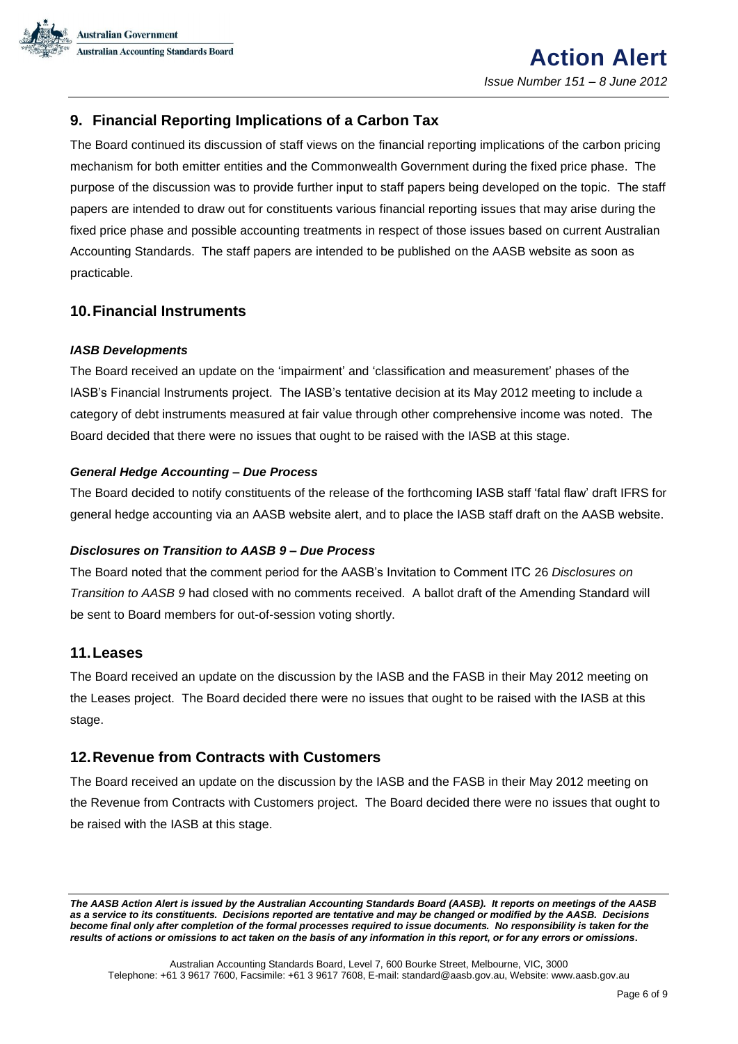## 9. Financial Reporting Implications of a Carbon Tax

The Board continued its discussion of staff views on the financial reporting implications of the carbon pricing mechanism for both emitter entities and the Commonwealth Government during the fixed price phase. The purpose of the discussion was to provide further input to staff papers being developed on the topic. The staff papers are intended to draw out for constituents various financial reporting issues that may arise during the fixed price phase and possible accounting treatments in respect of those issues based on current Australian Accounting Standards. The staff papers are intended to be published on the AASB website as soon as practicable.

## 10. Financial Instruments

***IASB Developments***

The Board received an update on the 'impairment' and 'classification and measurement' phases of the IASB's Financial Instruments project. The IASB's tentative decision at its May 2012 meeting to include a category of debt instruments measured at fair value through other comprehensive income was noted. The Board decided that there were no issues that ought to be raised with the IASB at this stage.

***General Hedge Accounting – Due Process***

The Board decided to notify constituents of the release of the forthcoming IASB staff 'fatal flaw' draft IFRS for general hedge accounting via an AASB website alert, and to place the IASB staff draft on the AASB website.

***Disclosures on Transition to AASB 9 – Due Process***

The Board noted that the comment period for the AASB's Invitation to Comment ITC 26 *Disclosures on Transition to AASB 9* had closed with no comments received. A ballot draft of the Amending Standard will be sent to Board members for out-of-session voting shortly.

## 11. Leases

The Board received an update on the discussion by the IASB and the FASB in their May 2012 meeting on the Leases project. The Board decided there were no issues that ought to be raised with the IASB at this stage.

## 12. Revenue from Contracts with Customers

The Board received an update on the discussion by the IASB and the FASB in their May 2012 meeting on the Revenue from Contracts with Customers project. The Board decided there were no issues that ought to be raised with the IASB at this stage.

***The AASB Action Alert is issued by the Australian Accounting Standards Board (AASB). It reports on meetings of the AASB as a service to its constituents. Decisions reported are tentative and may be changed or modified by the AASB. Decisions become final only after completion of the formal processes required to issue documents. No responsibility is taken for the results of actions or omissions to act taken on the basis of any information in this report, or for any errors or omissions.***

Australian Accounting Standards Board, Level 7, 600 Bourke Street, Melbourne, VIC, 3000
Telephone: +61 3 9617 7600, Facsimile: +61 3 9617 7608, E-mail: standard@aasb.gov.au, Website: www.aasb.gov.au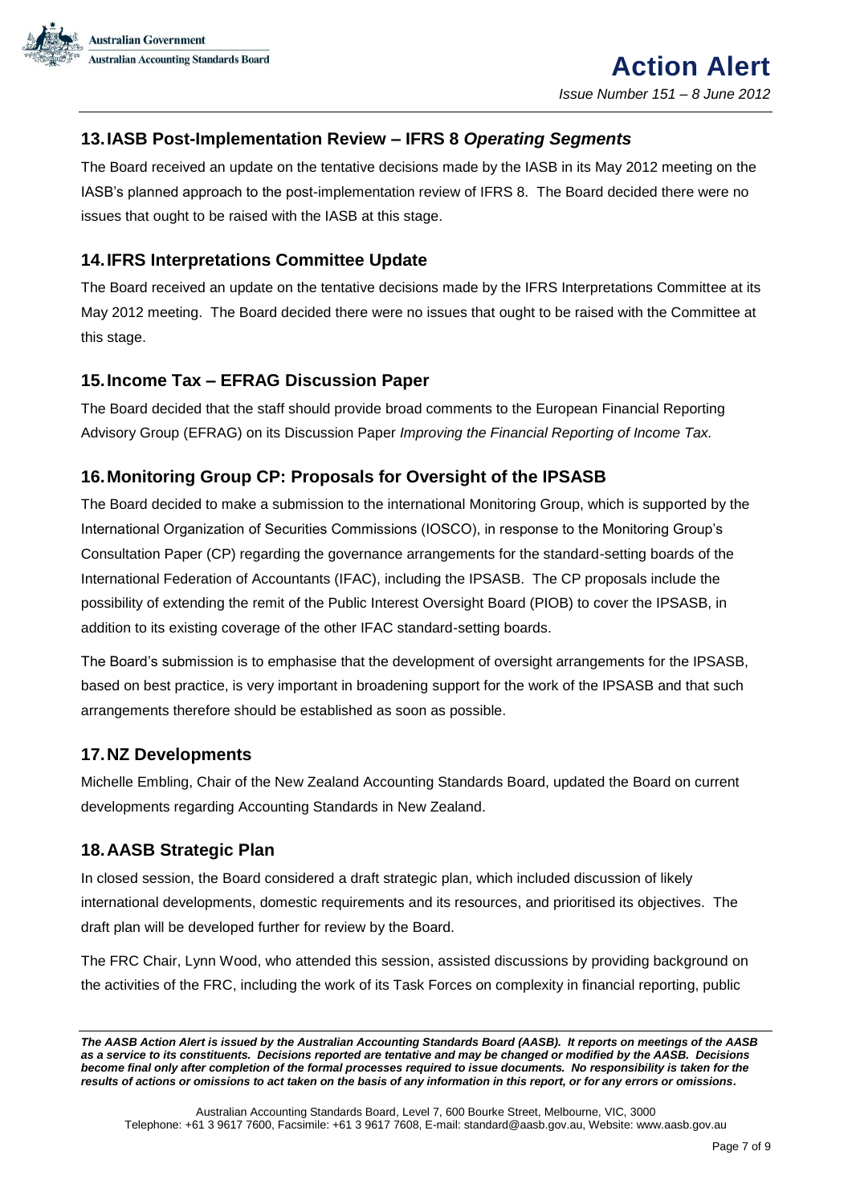## 13. IASB Post-Implementation Review – IFRS 8 *Operating Segments*

The Board received an update on the tentative decisions made by the IASB in its May 2012 meeting on the IASB's planned approach to the post-implementation review of IFRS 8. The Board decided there were no issues that ought to be raised with the IASB at this stage.

## 14. IFRS Interpretations Committee Update

The Board received an update on the tentative decisions made by the IFRS Interpretations Committee at its May 2012 meeting. The Board decided there were no issues that ought to be raised with the Committee at this stage.

## 15. Income Tax – EFRAG Discussion Paper

The Board decided that the staff should provide broad comments to the European Financial Reporting Advisory Group (EFRAG) on its Discussion Paper *Improving the Financial Reporting of Income Tax.*

## 16. Monitoring Group CP: Proposals for Oversight of the IPSASB

The Board decided to make a submission to the international Monitoring Group, which is supported by the International Organization of Securities Commissions (IOSCO), in response to the Monitoring Group's Consultation Paper (CP) regarding the governance arrangements for the standard-setting boards of the International Federation of Accountants (IFAC), including the IPSASB. The CP proposals include the possibility of extending the remit of the Public Interest Oversight Board (PIOB) to cover the IPSASB, in addition to its existing coverage of the other IFAC standard-setting boards.

The Board's submission is to emphasise that the development of oversight arrangements for the IPSASB, based on best practice, is very important in broadening support for the work of the IPSASB and that such arrangements therefore should be established as soon as possible.

## 17. NZ Developments

Michelle Embling, Chair of the New Zealand Accounting Standards Board, updated the Board on current developments regarding Accounting Standards in New Zealand.

## 18. AASB Strategic Plan

In closed session, the Board considered a draft strategic plan, which included discussion of likely international developments, domestic requirements and its resources, and prioritised its objectives. The draft plan will be developed further for review by the Board.

The FRC Chair, Lynn Wood, who attended this session, assisted discussions by providing background on the activities of the FRC, including the work of its Task Forces on complexity in financial reporting, public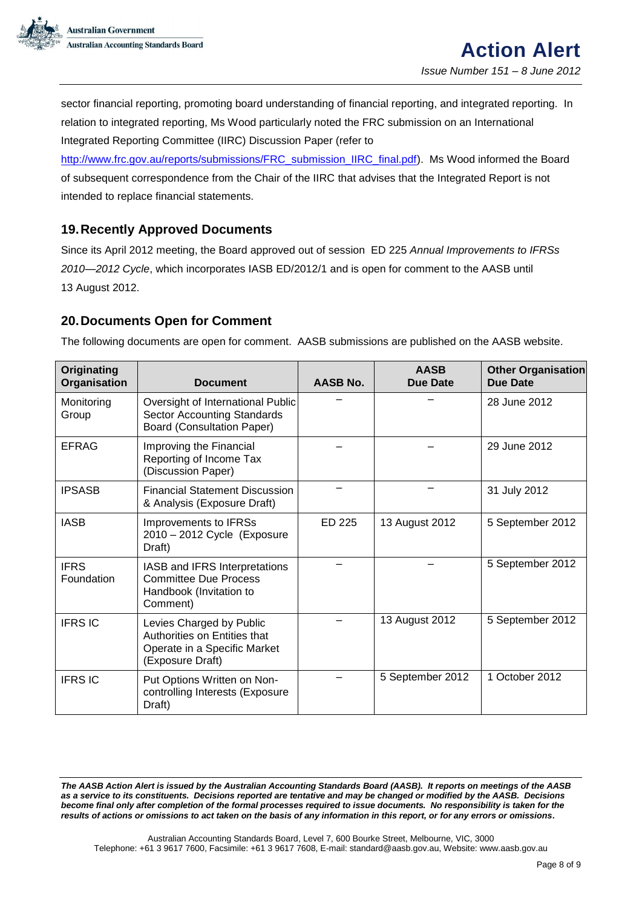sector financial reporting, promoting board understanding of financial reporting, and integrated reporting. In relation to integrated reporting, Ms Wood particularly noted the FRC submission on an International Integrated Reporting Committee (IIRC) Discussion Paper (refer to http://www.frc.gov.au/reports/submissions/FRC_submission_IIRC_final.pdf). Ms Wood informed the Board of subsequent correspondence from the Chair of the IIRC that advises that the Integrated Report is not intended to replace financial statements.

## 19. Recently Approved Documents

Since its April 2012 meeting, the Board approved out of session ED 225 *Annual Improvements to IFRSs 2010—2012 Cycle*, which incorporates IASB ED/2012/1 and is open for comment to the AASB until 13 August 2012.

## 20. Documents Open for Comment

The following documents are open for comment. AASB submissions are published on the AASB website.

| Originating Organisation | Document | AASB No. | AASB Due Date | Other Organisation Due Date |
|---|---|---|---|---|
| Monitoring Group | Oversight of International Public Sector Accounting Standards Board (Consultation Paper) | – | – | 28 June 2012 |
| EFRAG | Improving the Financial Reporting of Income Tax (Discussion Paper) | – | – | 29 June 2012 |
| IPSASB | Financial Statement Discussion & Analysis (Exposure Draft) | – | – | 31 July 2012 |
| IASB | Improvements to IFRSs 2010 – 2012 Cycle (Exposure Draft) | ED 225 | 13 August 2012 | 5 September 2012 |
| IFRS Foundation | IASB and IFRS Interpretations Committee Due Process Handbook (Invitation to Comment) | – | – | 5 September 2012 |
| IFRS IC | Levies Charged by Public Authorities on Entities that Operate in a Specific Market (Exposure Draft) | – | 13 August 2012 | 5 September 2012 |
| IFRS IC | Put Options Written on Non-controlling Interests (Exposure Draft) | – | 5 September 2012 | 1 October 2012 |

***The AASB Action Alert is issued by the Australian Accounting Standards Board (AASB). It reports on meetings of the AASB as a service to its constituents. Decisions reported are tentative and may be changed or modified by the AASB. Decisions become final only after completion of the formal processes required to issue documents. No responsibility is taken for the results of actions or omissions to act taken on the basis of any information in this report, or for any errors or omissions.***

Australian Accounting Standards Board, Level 7, 600 Bourke Street, Melbourne, VIC, 3000
Telephone: +61 3 9617 7600, Facsimile: +61 3 9617 7608, E-mail: standard@aasb.gov.au, Website: www.aasb.gov.au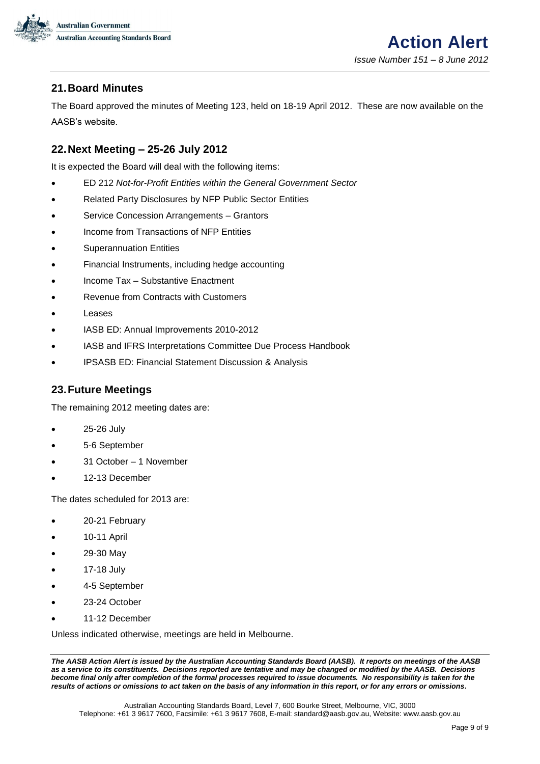## 21. Board Minutes

The Board approved the minutes of Meeting 123, held on 18-19 April 2012. These are now available on the AASB's website.

## 22. Next Meeting – 25-26 July 2012

It is expected the Board will deal with the following items:

- ED 212 *Not-for-Profit Entities within the General Government Sector*
- Related Party Disclosures by NFP Public Sector Entities
- Service Concession Arrangements – Grantors
- Income from Transactions of NFP Entities
- Superannuation Entities
- Financial Instruments, including hedge accounting
- Income Tax – Substantive Enactment
- Revenue from Contracts with Customers
- Leases
- IASB ED: Annual Improvements 2010-2012
- IASB and IFRS Interpretations Committee Due Process Handbook
- IPSASB ED: Financial Statement Discussion & Analysis

## 23. Future Meetings

The remaining 2012 meeting dates are:

- 25-26 July
- 5-6 September
- 31 October – 1 November
- 12-13 December

The dates scheduled for 2013 are:

- 20-21 February
- 10-11 April
- 29-30 May
- 17-18 July
- 4-5 September
- 23-24 October
- 11-12 December

Unless indicated otherwise, meetings are held in Melbourne.

***The AASB Action Alert is issued by the Australian Accounting Standards Board (AASB). It reports on meetings of the AASB as a service to its constituents. Decisions reported are tentative and may be changed or modified by the AASB. Decisions become final only after completion of the formal processes required to issue documents. No responsibility is taken for the results of actions or omissions to act taken on the basis of any information in this report, or for any errors or omissions.***

Australian Accounting Standards Board, Level 7, 600 Bourke Street, Melbourne, VIC, 3000
Telephone: +61 3 9617 7600, Facsimile: +61 3 9617 7608, E-mail: standard@aasb.gov.au, Website: www.aasb.gov.au